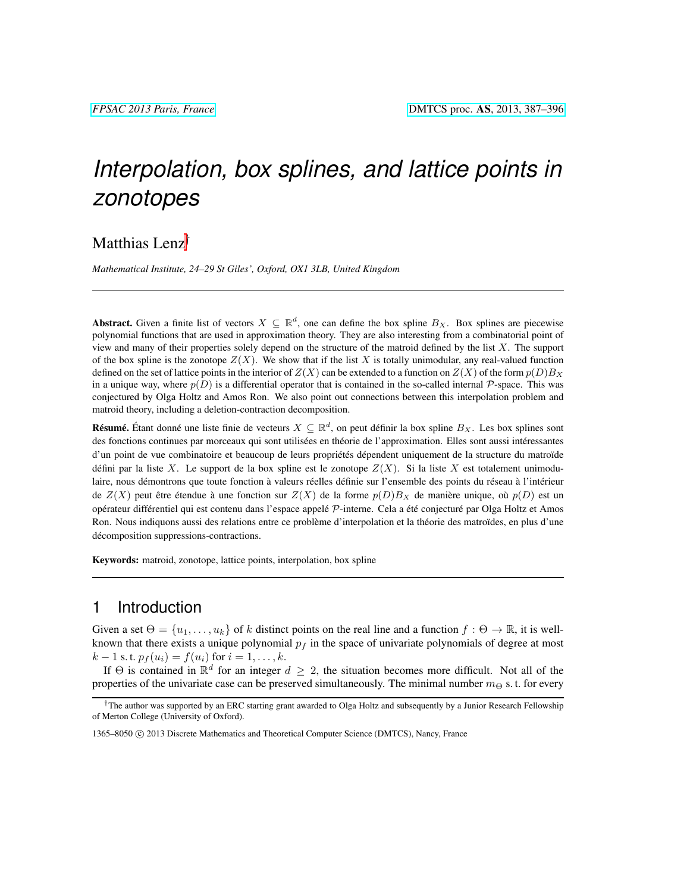# Interpolation, box splines, and lattice points in zonotopes

Matthias Lenz[†]

*Mathematical Institute, 24–29 St Giles', Oxford, OX1 3LB, United Kingdom*

---

**Abstract.** Given a finite list of vectors $X \subseteq \mathbb{R}^d$, one can define the box spline $B_X$. Box splines are piecewise polynomial functions that are used in approximation theory. They are also interesting from a combinatorial point of view and many of their properties solely depend on the structure of the matroid defined by the list $X$. The support of the box spline is the zonotope $Z(X)$. We show that if the list $X$ is totally unimodular, any real-valued function defined on the set of lattice points in the interior of $Z(X)$ can be extended to a function on $Z(X)$ of the form $p(D)B_X$ in a unique way, where $p(D)$ is a differential operator that is contained in the so-called internal $\mathcal{P}$-space. This was conjectured by Olga Holtz and Amos Ron. We also point out connections between this interpolation problem and matroid theory, including a deletion-contraction decomposition.

**Résumé.** Étant donné une liste finie de vecteurs $X \subseteq \mathbb{R}^d$, on peut définir la box spline $B_X$. Les box splines sont des fonctions continues par morceaux qui sont utilisées en théorie de l'approximation. Elles sont aussi intéressantes d'un point de vue combinatoire et beaucoup de leurs propriétés dépendent uniquement de la structure du matroïde défini par la liste $X$. Le support de la box spline est le zonotope $Z(X)$. Si la liste $X$ est totalement unimodulaire, nous démontrons que toute fonction à valeurs réelles définie sur l'ensemble des points du réseau à l'intérieur de $Z(X)$ peut être étendue à une fonction sur $Z(X)$ de la forme $p(D)B_X$ de manière unique, où $p(D)$ est un opérateur différentiel qui est contenu dans l'espace appelé $\mathcal{P}$-interne. Cela a été conjecturé par Olga Holtz et Amos Ron. Nous indiquons aussi des relations entre ce problème d'interpolation et la théorie des matroïdes, en plus d'une décomposition suppressions-contractions.

**Keywords:** matroid, zonotope, lattice points, interpolation, box spline

---

## 1 Introduction

Given a set $\Theta = \{u_1, \ldots, u_k\}$ of $k$ distinct points on the real line and a function $f : \Theta \to \mathbb{R}$, it is well-known that there exists a unique polynomial $p_f$ in the space of univariate polynomials of degree at most $k - 1$ s. t. $p_f(u_i) = f(u_i)$ for $i = 1, \ldots, k$.

If $\Theta$ is contained in $\mathbb{R}^d$ for an integer $d \geq 2$, the situation becomes more difficult. Not all of the properties of the univariate case can be preserved simultaneously. The minimal number $m_\Theta$ s. t. for every

---

[†] The author was supported by an ERC starting grant awarded to Olga Holtz and subsequently by a Junior Research Fellowship of Merton College (University of Oxford).

1365–8050 © 2013 Discrete Mathematics and Theoretical Computer Science (DMTCS), Nancy, France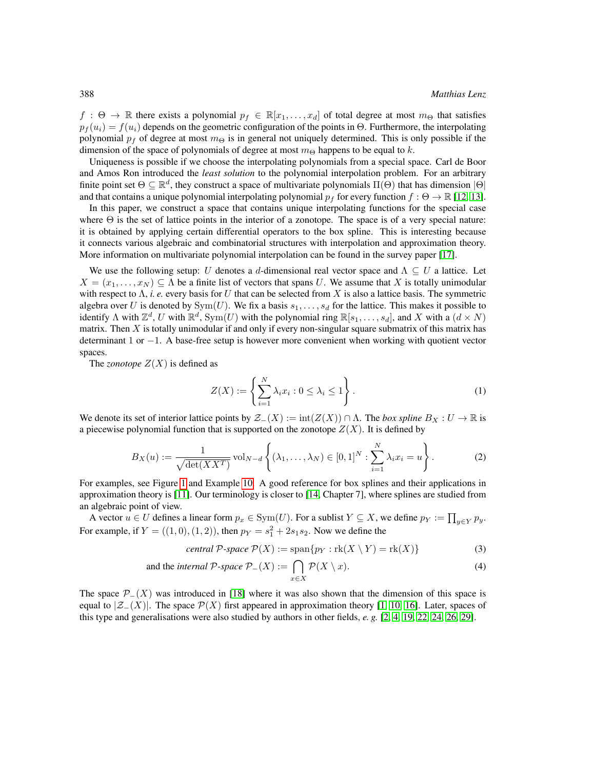$f : \Theta \to \mathbb{R}$ there exists a polynomial $p_f \in \mathbb{R}[x_1, \ldots, x_d]$ of total degree at most $m_\Theta$ that satisfies $p_f(u_i) = f(u_i)$ depends on the geometric configuration of the points in $\Theta$. Furthermore, the interpolating polynomial $p_f$ of degree at most $m_\Theta$ is in general not uniquely determined. This is only possible if the dimension of the space of polynomials of degree at most $m_\Theta$ happens to be equal to $k$.

Uniqueness is possible if we choose the interpolating polynomials from a special space. Carl de Boor and Amos Ron introduced the *least solution* to the polynomial interpolation problem. For an arbitrary finite point set $\Theta \subseteq \mathbb{R}^d$, they construct a space of multivariate polynomials $\Pi(\Theta)$ that has dimension $|\Theta|$ and that contains a unique polynomial interpolating polynomial $p_f$ for every function $f : \Theta \to \mathbb{R}$ [12, 13].

In this paper, we construct a space that contains unique interpolating functions for the special case where $\Theta$ is the set of lattice points in the interior of a zonotope. The space is of a very special nature: it is obtained by applying certain differential operators to the box spline. This is interesting because it connects various algebraic and combinatorial structures with interpolation and approximation theory. More information on multivariate polynomial interpolation can be found in the survey paper [17].

We use the following setup: $U$ denotes a $d$-dimensional real vector space and $\Lambda \subseteq U$ a lattice. Let $X = (x_1, \ldots, x_N) \subseteq \Lambda$ be a finite list of vectors that spans $U$. We assume that $X$ is totally unimodular with respect to $\Lambda$, *i. e.* every basis for $U$ that can be selected from $X$ is also a lattice basis. The symmetric algebra over $U$ is denoted by $\mathrm{Sym}(U)$. We fix a basis $s_1, \ldots, s_d$ for the lattice. This makes it possible to identify $\Lambda$ with $\mathbb{Z}^d$, $U$ with $\mathbb{R}^d$, $\mathrm{Sym}(U)$ with the polynomial ring $\mathbb{R}[s_1, \ldots, s_d]$, and $X$ with a $(d \times N)$ matrix. Then $X$ is totally unimodular if and only if every non-singular square submatrix of this matrix has determinant $1$ or $-1$. A base-free setup is however more convenient when working with quotient vector spaces.

The *zonotope* $Z(X)$ is defined as

$$Z(X) := \left\{ \sum_{i=1}^{N} \lambda_i x_i : 0 \leq \lambda_i \leq 1 \right\}. \tag{1}$$

We denote its set of interior lattice points by $\mathcal{Z}_-(X) := \mathrm{int}(Z(X)) \cap \Lambda$. The *box spline* $B_X : U \to \mathbb{R}$ is a piecewise polynomial function that is supported on the zonotope $Z(X)$. It is defined by

$$B_X(u) := \frac{1}{\sqrt{\det(XX^T)}} \mathrm{vol}_{N-d} \left\{ (\lambda_1, \ldots, \lambda_N) \in [0,1]^N : \sum_{i=1}^{N} \lambda_i x_i = u \right\}. \tag{2}$$

For examples, see Figure 1 and Example 10. A good reference for box splines and their applications in approximation theory is [11]. Our terminology is closer to [14, Chapter 7], where splines are studied from an algebraic point of view.

A vector $u \in U$ defines a linear form $p_x \in \mathrm{Sym}(U)$. For a sublist $Y \subseteq X$, we define $p_Y := \prod_{y \in Y} p_y$. For example, if $Y = ((1,0),(1,2))$, then $p_Y = s_1^2 + 2s_1 s_2$. Now we define the

$$\text{central } \mathcal{P}\text{-space } \mathcal{P}(X) := \mathrm{span}\{p_Y : \mathrm{rk}(X \setminus Y) = \mathrm{rk}(X)\} \tag{3}$$

$$\text{and the internal } \mathcal{P}\text{-space } \mathcal{P}_-(X) := \bigcap_{x \in X} \mathcal{P}(X \setminus x). \tag{4}$$

The space $\mathcal{P}_-(X)$ was introduced in [18] where it was also shown that the dimension of this space is equal to $|\mathcal{Z}_-(X)|$. The space $\mathcal{P}(X)$ first appeared in approximation theory [1, 10, 16]. Later, spaces of this type and generalisations were also studied by authors in other fields, *e. g.* [2, 4, 19, 22, 24, 26, 29].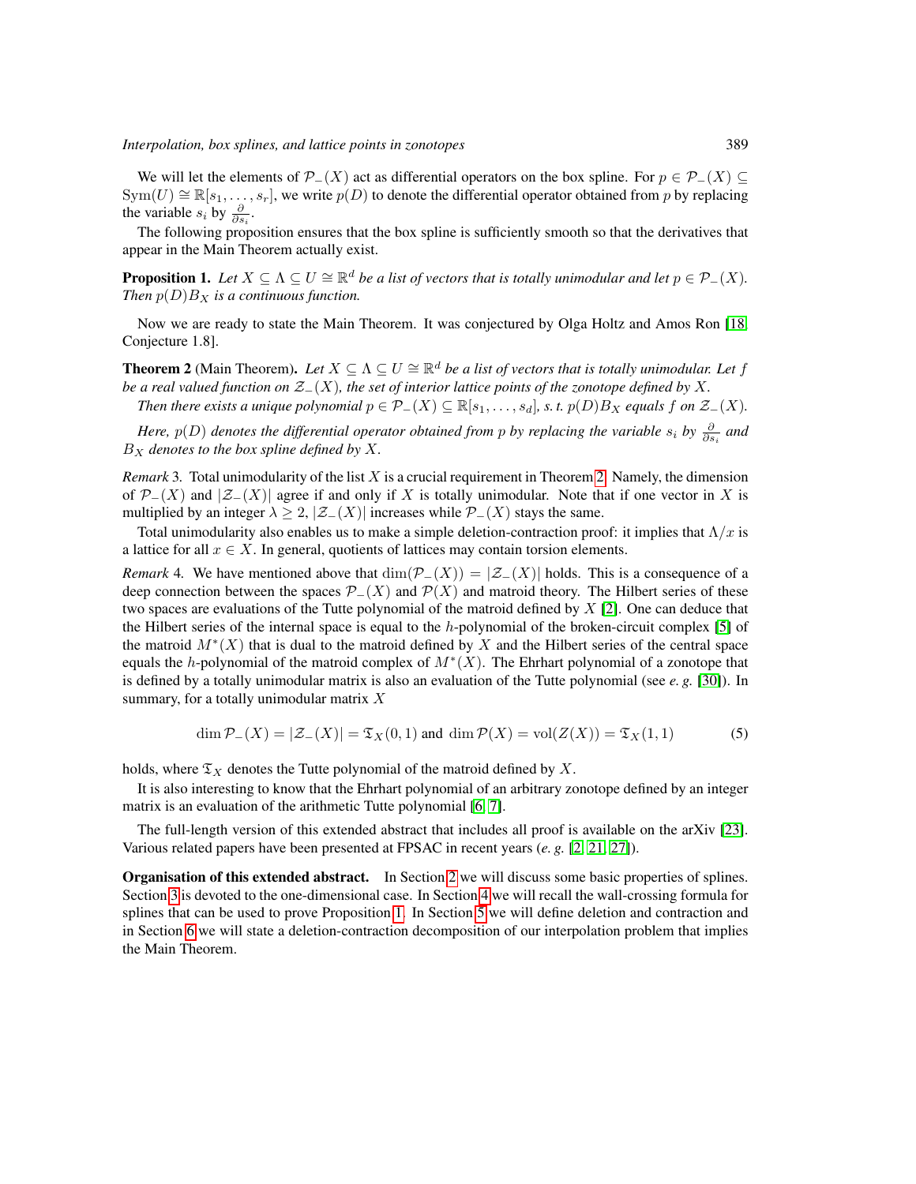We will let the elements of $\mathcal{P}_-(X)$ act as differential operators on the box spline. For $p \in \mathcal{P}_-(X) \subseteq \mathrm{Sym}(U) \cong \mathbb{R}[s_1, \ldots, s_r]$, we write $p(D)$ to denote the differential operator obtained from $p$ by replacing the variable $s_i$ by $\frac{\partial}{\partial s_i}$.

The following proposition ensures that the box spline is sufficiently smooth so that the derivatives that appear in the Main Theorem actually exist.

**Proposition 1.** *Let $X \subseteq \Lambda \subseteq U \cong \mathbb{R}^d$ be a list of vectors that is totally unimodular and let $p \in \mathcal{P}_-(X)$. Then $p(D)B_X$ is a continuous function.*

Now we are ready to state the Main Theorem. It was conjectured by Olga Holtz and Amos Ron [18, Conjecture 1.8].

**Theorem 2** (Main Theorem)**.** *Let $X \subseteq \Lambda \subseteq U \cong \mathbb{R}^d$ be a list of vectors that is totally unimodular. Let $f$ be a real valued function on $\mathcal{Z}_-(X)$, the set of interior lattice points of the zonotope defined by $X$.*

*Then there exists a unique polynomial $p \in \mathcal{P}_-(X) \subseteq \mathbb{R}[s_1, \ldots, s_d]$, s. t. $p(D)B_X$ equals $f$ on $\mathcal{Z}_-(X)$.*

*Here, $p(D)$ denotes the differential operator obtained from $p$ by replacing the variable $s_i$ by $\frac{\partial}{\partial s_i}$ and $B_X$ denotes to the box spline defined by $X$.*

*Remark* 3. Total unimodularity of the list $X$ is a crucial requirement in Theorem 2. Namely, the dimension of $\mathcal{P}_-(X)$ and $|\mathcal{Z}_-(X)|$ agree if and only if $X$ is totally unimodular. Note that if one vector in $X$ is multiplied by an integer $\lambda \geq 2$, $|\mathcal{Z}_-(X)|$ increases while $\mathcal{P}_-(X)$ stays the same.

Total unimodularity also enables us to make a simple deletion-contraction proof: it implies that $\Lambda/x$ is a lattice for all $x \in X$. In general, quotients of lattices may contain torsion elements.

*Remark* 4. We have mentioned above that $\dim(\mathcal{P}_-(X)) = |\mathcal{Z}_-(X)|$ holds. This is a consequence of a deep connection between the spaces $\mathcal{P}_-(X)$ and $\mathcal{P}(X)$ and matroid theory. The Hilbert series of these two spaces are evaluations of the Tutte polynomial of the matroid defined by $X$ [2]. One can deduce that the Hilbert series of the internal space is equal to the $h$-polynomial of the broken-circuit complex [5] of the matroid $M^*(X)$ that is dual to the matroid defined by $X$ and the Hilbert series of the central space equals the $h$-polynomial of the matroid complex of $M^*(X)$. The Ehrhart polynomial of a zonotope that is defined by a totally unimodular matrix is also an evaluation of the Tutte polynomial (see *e. g.* [30]). In summary, for a totally unimodular matrix $X$

$$\dim \mathcal{P}_-(X) = |\mathcal{Z}_-(X)| = \mathfrak{T}_X(0,1) \text{ and } \dim \mathcal{P}(X) = \mathrm{vol}(Z(X)) = \mathfrak{T}_X(1,1) \tag{5}$$

holds, where $\mathfrak{T}_X$ denotes the Tutte polynomial of the matroid defined by $X$.

It is also interesting to know that the Ehrhart polynomial of an arbitrary zonotope defined by an integer matrix is an evaluation of the arithmetic Tutte polynomial [6, 7].

The full-length version of this extended abstract that includes all proof is available on the arXiv [23]. Various related papers have been presented at FPSAC in recent years (*e. g.* [2, 21, 27]).

**Organisation of this extended abstract.** In Section 2 we will discuss some basic properties of splines. Section 3 is devoted to the one-dimensional case. In Section 4 we will recall the wall-crossing formula for splines that can be used to prove Proposition 1. In Section 5 we will define deletion and contraction and in Section 6 we will state a deletion-contraction decomposition of our interpolation problem that implies the Main Theorem.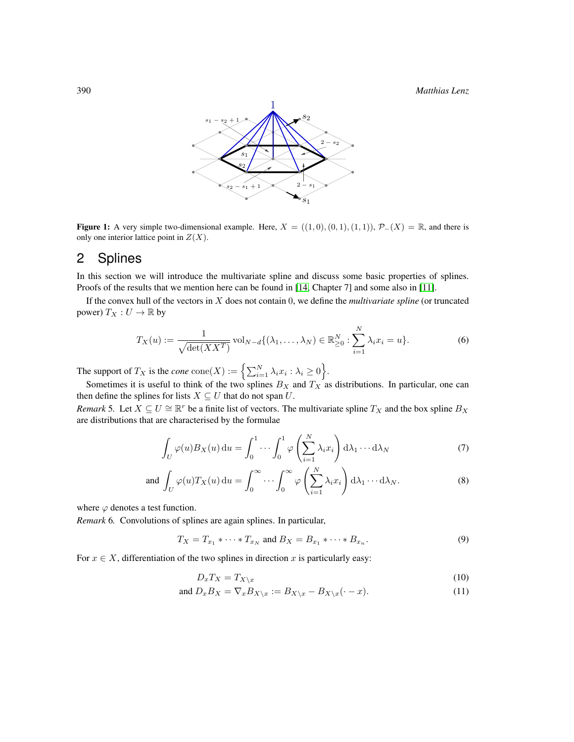**Figure 1:** A very simple two-dimensional example. Here, $X = ((1,0),(0,1),(1,1))$, $\mathcal{P}_-(X) = \mathbb{R}$, and there is only one interior lattice point in $Z(X)$.

## 2 Splines

In this section we will introduce the multivariate spline and discuss some basic properties of splines. Proofs of the results that we mention here can be found in [14, Chapter 7] and some also in [11].

If the convex hull of the vectors in $X$ does not contain 0, we define the *multivariate spline* (or truncated power) $T_X : U \to \mathbb{R}$ by

$$T_X(u) := \frac{1}{\sqrt{\det(XX^T)}} \operatorname{vol}_{N-d}\{(\lambda_1, \ldots, \lambda_N) \in \mathbb{R}^N_{\geq 0} : \sum_{i=1}^N \lambda_i x_i = u\}. \tag{6}$$

The support of $T_X$ is the *cone* $\operatorname{cone}(X) := \left\{ \sum_{i=1}^N \lambda_i x_i : \lambda_i \geq 0 \right\}$.

Sometimes it is useful to think of the two splines $B_X$ and $T_X$ as distributions. In particular, one can then define the splines for lists $X \subseteq U$ that do not span $U$.

*Remark* 5. Let $X \subseteq U \cong \mathbb{R}^r$ be a finite list of vectors. The multivariate spline $T_X$ and the box spline $B_X$ are distributions that are characterised by the formulae

$$\int_U \varphi(u) B_X(u) \,\mathrm{d}u = \int_0^1 \cdots \int_0^1 \varphi\left(\sum_{i=1}^N \lambda_i x_i\right) \mathrm{d}\lambda_1 \cdots \mathrm{d}\lambda_N \tag{7}$$

$$\text{and } \int_U \varphi(u) T_X(u) \,\mathrm{d}u = \int_0^\infty \cdots \int_0^\infty \varphi\left(\sum_{i=1}^N \lambda_i x_i\right) \mathrm{d}\lambda_1 \cdots \mathrm{d}\lambda_N. \tag{8}$$

where $\varphi$ denotes a test function.

*Remark* 6. Convolutions of splines are again splines. In particular,

$$T_X = T_{x_1} * \cdots * T_{x_N} \text{ and } B_X = B_{x_1} * \cdots * B_{x_n}. \tag{9}$$

For $x \in X$, differentiation of the two splines in direction $x$ is particularly easy:

$$D_x T_X = T_{X \setminus x} \tag{10}$$

$$\text{and } D_x B_X = \nabla_x B_{X \setminus x} := B_{X \setminus x} - B_{X \setminus x}(\cdot - x). \tag{11}$$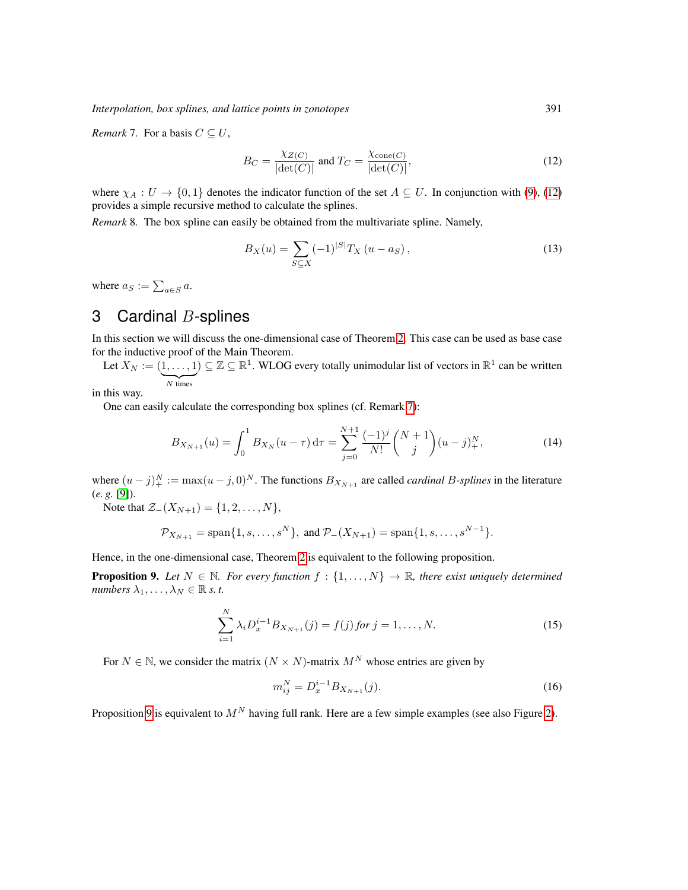*Remark* 7. For a basis $C \subseteq U$,

$$B_C = \frac{\chi_{Z(C)}}{|\det(C)|} \text{ and } T_C = \frac{\chi_{\text{cone}(C)}}{|\det(C)|}, \tag{12}$$

where $\chi_A : U \to \{0, 1\}$ denotes the indicator function of the set $A \subseteq U$. In conjunction with (9), (12) provides a simple recursive method to calculate the splines.

*Remark* 8. The box spline can easily be obtained from the multivariate spline. Namely,

$$B_X(u) = \sum_{S \subseteq X} (-1)^{|S|} T_X (u - a_S), \tag{13}$$

where $a_S := \sum_{a \in S} a$.

# 3 Cardinal $B$-splines

In this section we will discuss the one-dimensional case of Theorem 2. This case can be used as base case for the inductive proof of the Main Theorem.

Let $X_N := (\underbrace{1, \ldots, 1}_{N \text{ times}}) \subseteq \mathbb{Z} \subseteq \mathbb{R}^1$. WLOG every totally unimodular list of vectors in $\mathbb{R}^1$ can be written in this way.

One can easily calculate the corresponding box splines (cf. Remark 7):

$$B_{X_{N+1}}(u) = \int_0^1 B_{X_N}(u - \tau)\, \mathrm{d}\tau = \sum_{j=0}^{N+1} \frac{(-1)^j}{N!} \binom{N+1}{j} (u - j)_+^N, \tag{14}$$

where $(u - j)_+^N := \max(u - j, 0)^N$. The functions $B_{X_{N+1}}$ are called *cardinal $B$-splines* in the literature (*e. g.* [9]).

Note that $\mathcal{Z}_-(X_{N+1}) = \{1, 2, \ldots, N\}$,

$$\mathcal{P}_{X_{N+1}} = \text{span}\{1, s, \ldots, s^N\}, \text{ and } \mathcal{P}_-(X_{N+1}) = \text{span}\{1, s, \ldots, s^{N-1}\}.$$

Hence, in the one-dimensional case, Theorem 2 is equivalent to the following proposition.

**Proposition 9.** *Let $N \in \mathbb{N}$. For every function $f : \{1, \ldots, N\} \to \mathbb{R}$, there exist uniquely determined numbers $\lambda_1, \ldots, \lambda_N \in \mathbb{R}$ s. t.*

$$\sum_{i=1}^{N} \lambda_i D_x^{i-1} B_{X_{N+1}}(j) = f(j) \text{ for } j = 1, \ldots, N. \tag{15}$$

For $N \in \mathbb{N}$, we consider the matrix $(N \times N)$-matrix $M^N$ whose entries are given by

$$m_{ij}^N = D_x^{i-1} B_{X_{N+1}}(j). \tag{16}$$

Proposition 9 is equivalent to $M^N$ having full rank. Here are a few simple examples (see also Figure 2).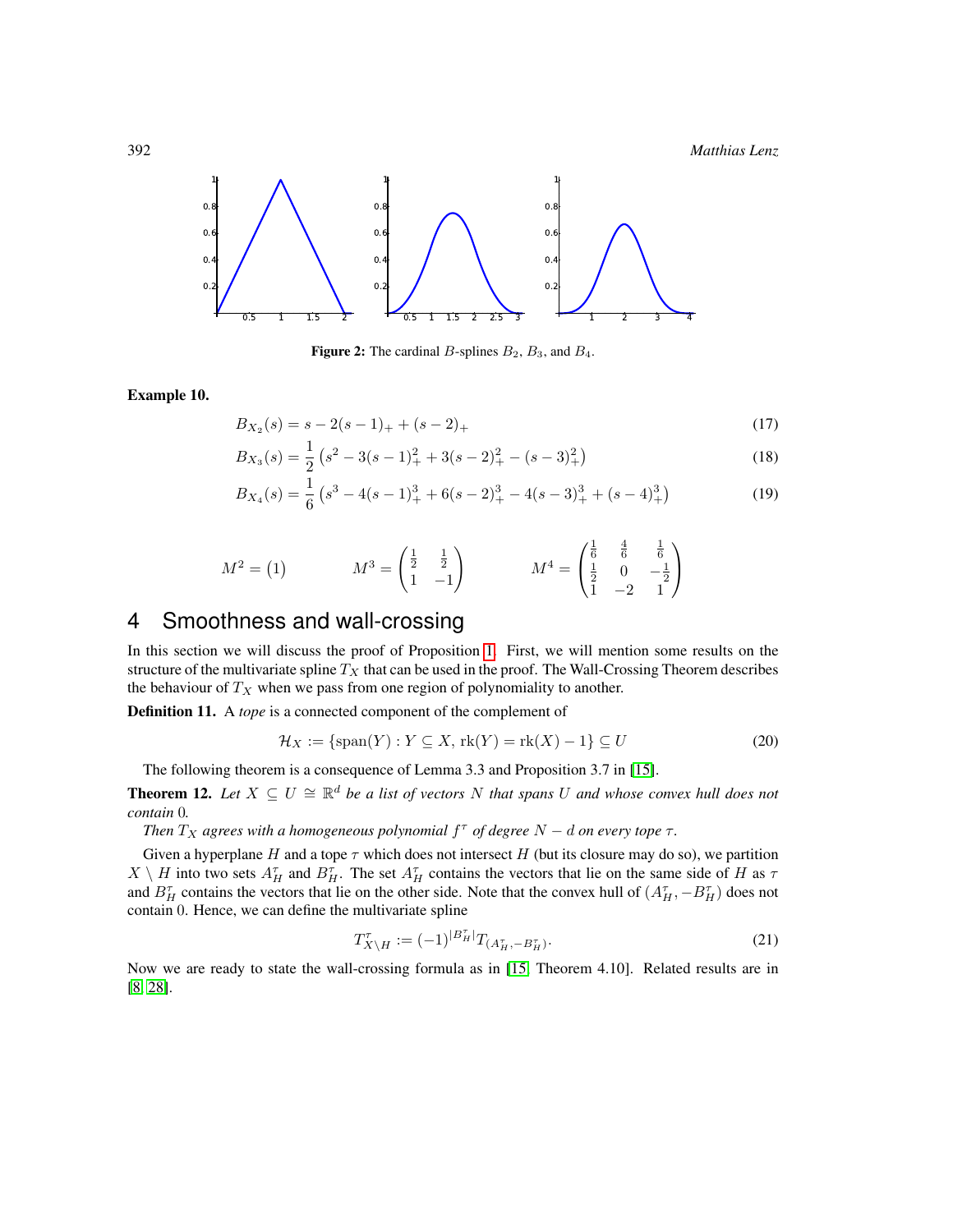**Figure 2:** The cardinal $B$-splines $B_2$, $B_3$, and $B_4$.

**Example 10.**

$$B_{X_2}(s) = s - 2(s-1)_+ + (s-2)_+ \tag{17}$$

$$B_{X_3}(s) = \frac{1}{2}\left(s^2 - 3(s-1)_+^2 + 3(s-2)_+^2 - (s-3)_+^2\right) \tag{18}$$

$$B_{X_4}(s) = \frac{1}{6}\left(s^3 - 4(s-1)_+^3 + 6(s-2)_+^3 - 4(s-3)_+^3 + (s-4)_+^3\right) \tag{19}$$

$$M^2 = \begin{pmatrix} 1 \end{pmatrix} \qquad M^3 = \begin{pmatrix} \frac{1}{2} & \frac{1}{2} \\ 1 & -1 \end{pmatrix} \qquad M^4 = \begin{pmatrix} \frac{1}{6} & \frac{4}{6} & \frac{1}{6} \\ \frac{1}{2} & 0 & -\frac{1}{2} \\ 1 & -2 & 1 \end{pmatrix}$$

## 4 Smoothness and wall-crossing

In this section we will discuss the proof of Proposition 1. First, we will mention some results on the structure of the multivariate spline $T_X$ that can be used in the proof. The Wall-Crossing Theorem describes the behaviour of $T_X$ when we pass from one region of polynomiality to another.

**Definition 11.** A *tope* is a connected component of the complement of

$$\mathcal{H}_X := \{\operatorname{span}(Y) : Y \subseteq X,\ \operatorname{rk}(Y) = \operatorname{rk}(X) - 1\} \subseteq U \tag{20}$$

The following theorem is a consequence of Lemma 3.3 and Proposition 3.7 in [15].

**Theorem 12.** *Let $X \subseteq U \cong \mathbb{R}^d$ be a list of vectors $N$ that spans $U$ and whose convex hull does not contain 0.*

*Then $T_X$ agrees with a homogeneous polynomial $f^\tau$ of degree $N - d$ on every tope $\tau$.*

Given a hyperplane $H$ and a tope $\tau$ which does not intersect $H$ (but its closure may do so), we partition $X \setminus H$ into two sets $A_H^\tau$ and $B_H^\tau$. The set $A_H^\tau$ contains the vectors that lie on the same side of $H$ as $\tau$ and $B_H^\tau$ contains the vectors that lie on the other side. Note that the convex hull of $(A_H^\tau, -B_H^\tau)$ does not contain 0. Hence, we can define the multivariate spline

$$T_{X\setminus H}^\tau := (-1)^{|B_H^\tau|} T_{(A_H^\tau, -B_H^\tau)}. \tag{21}$$

Now we are ready to state the wall-crossing formula as in [15, Theorem 4.10]. Related results are in [8, 28].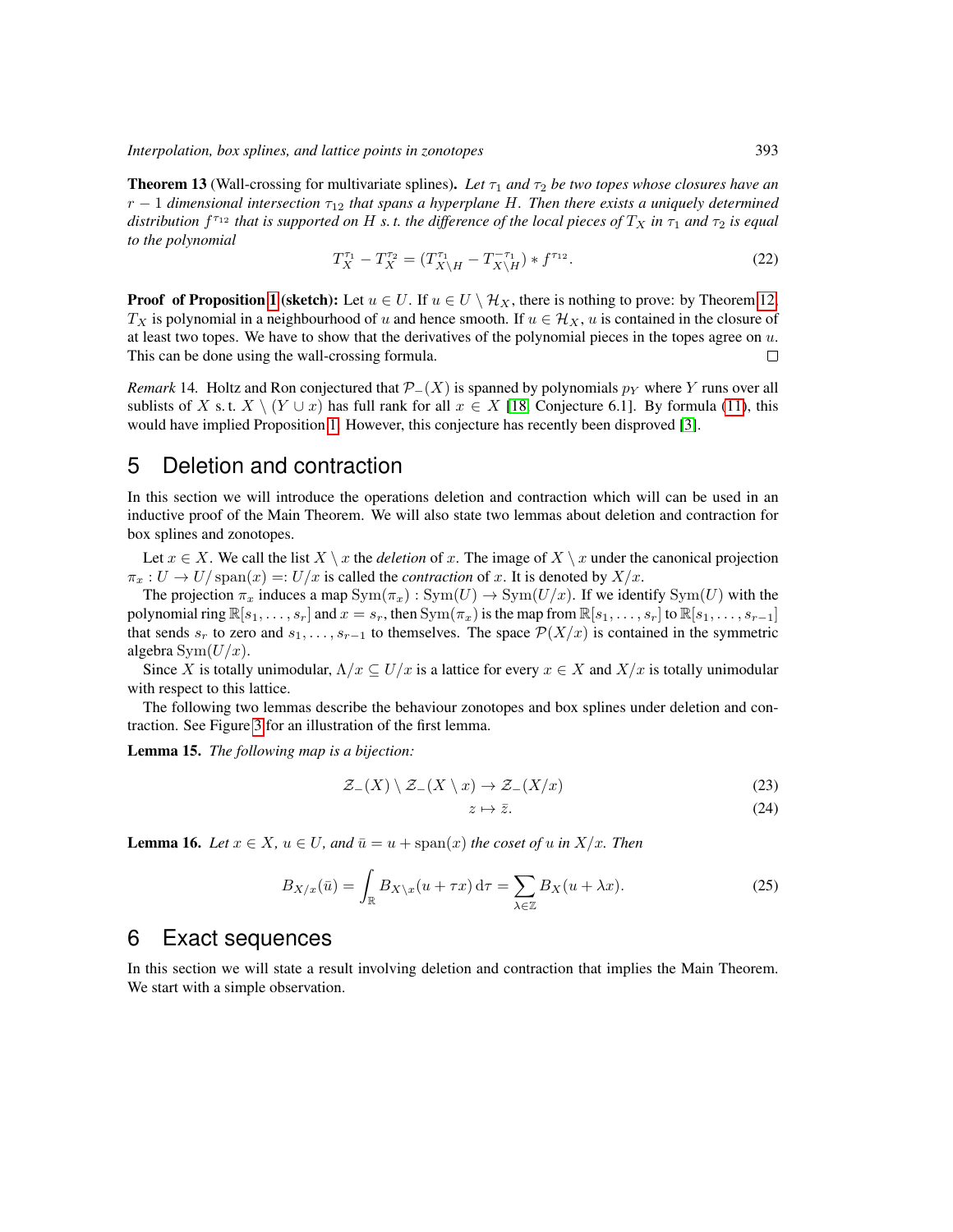**Theorem 13** (Wall-crossing for multivariate splines)**.** *Let $\tau_1$ and $\tau_2$ be two topes whose closures have an $r-1$ dimensional intersection $\tau_{12}$ that spans a hyperplane $H$. Then there exists a uniquely determined distribution $f^{\tau_{12}}$ that is supported on $H$ s. t. the difference of the local pieces of $T_X$ in $\tau_1$ and $\tau_2$ is equal to the polynomial*

$$T_X^{\tau_1} - T_X^{\tau_2} = (T_{X\setminus H}^{\tau_1} - T_{X\setminus H}^{-\tau_1}) * f^{\tau_{12}}. \tag{22}$$

**Proof of Proposition 1 (sketch):** Let $u \in U$. If $u \in U \setminus \mathcal{H}_X$, there is nothing to prove: by Theorem 12, $T_X$ is polynomial in a neighbourhood of $u$ and hence smooth. If $u \in \mathcal{H}_X$, $u$ is contained in the closure of at least two topes. We have to show that the derivatives of the polynomial pieces in the topes agree on $u$. This can be done using the wall-crossing formula. □

*Remark* 14. Holtz and Ron conjectured that $\mathcal{P}_-(X)$ is spanned by polynomials $p_Y$ where $Y$ runs over all sublists of $X$ s. t. $X \setminus (Y \cup x)$ has full rank for all $x \in X$ [18, Conjecture 6.1]. By formula (11), this would have implied Proposition 1. However, this conjecture has recently been disproved [3].

## 5 Deletion and contraction

In this section we will introduce the operations deletion and contraction which will can be used in an inductive proof of the Main Theorem. We will also state two lemmas about deletion and contraction for box splines and zonotopes.

Let $x \in X$. We call the list $X \setminus x$ the *deletion* of $x$. The image of $X \setminus x$ under the canonical projection $\pi_x : U \to U/\operatorname{span}(x) =: U/x$ is called the *contraction* of $x$. It is denoted by $X/x$.

The projection $\pi_x$ induces a map $\operatorname{Sym}(\pi_x) : \operatorname{Sym}(U) \to \operatorname{Sym}(U/x)$. If we identify $\operatorname{Sym}(U)$ with the polynomial ring $\mathbb{R}[s_1, \ldots, s_r]$ and $x = s_r$, then $\operatorname{Sym}(\pi_x)$ is the map from $\mathbb{R}[s_1, \ldots, s_r]$ to $\mathbb{R}[s_1, \ldots, s_{r-1}]$ that sends $s_r$ to zero and $s_1, \ldots, s_{r-1}$ to themselves. The space $\mathcal{P}(X/x)$ is contained in the symmetric algebra $\operatorname{Sym}(U/x)$.

Since $X$ is totally unimodular, $\Lambda/x \subseteq U/x$ is a lattice for every $x \in X$ and $X/x$ is totally unimodular with respect to this lattice.

The following two lemmas describe the behaviour zonotopes and box splines under deletion and contraction. See Figure 3 for an illustration of the first lemma.

**Lemma 15.** *The following map is a bijection:*

$$\mathcal{Z}_-(X) \setminus \mathcal{Z}_-(X \setminus x) \to \mathcal{Z}_-(X/x) \tag{23}$$

$$z \mapsto \bar{z}. \tag{24}$$

**Lemma 16.** *Let $x \in X$, $u \in U$, and $\bar{u} = u + \operatorname{span}(x)$ the coset of $u$ in $X/x$. Then*

$$B_{X/x}(\bar{u}) = \int_{\mathbb{R}} B_{X\setminus x}(u + \tau x)\,\mathrm{d}\tau = \sum_{\lambda \in \mathbb{Z}} B_X(u + \lambda x). \tag{25}$$

## 6 Exact sequences

In this section we will state a result involving deletion and contraction that implies the Main Theorem. We start with a simple observation.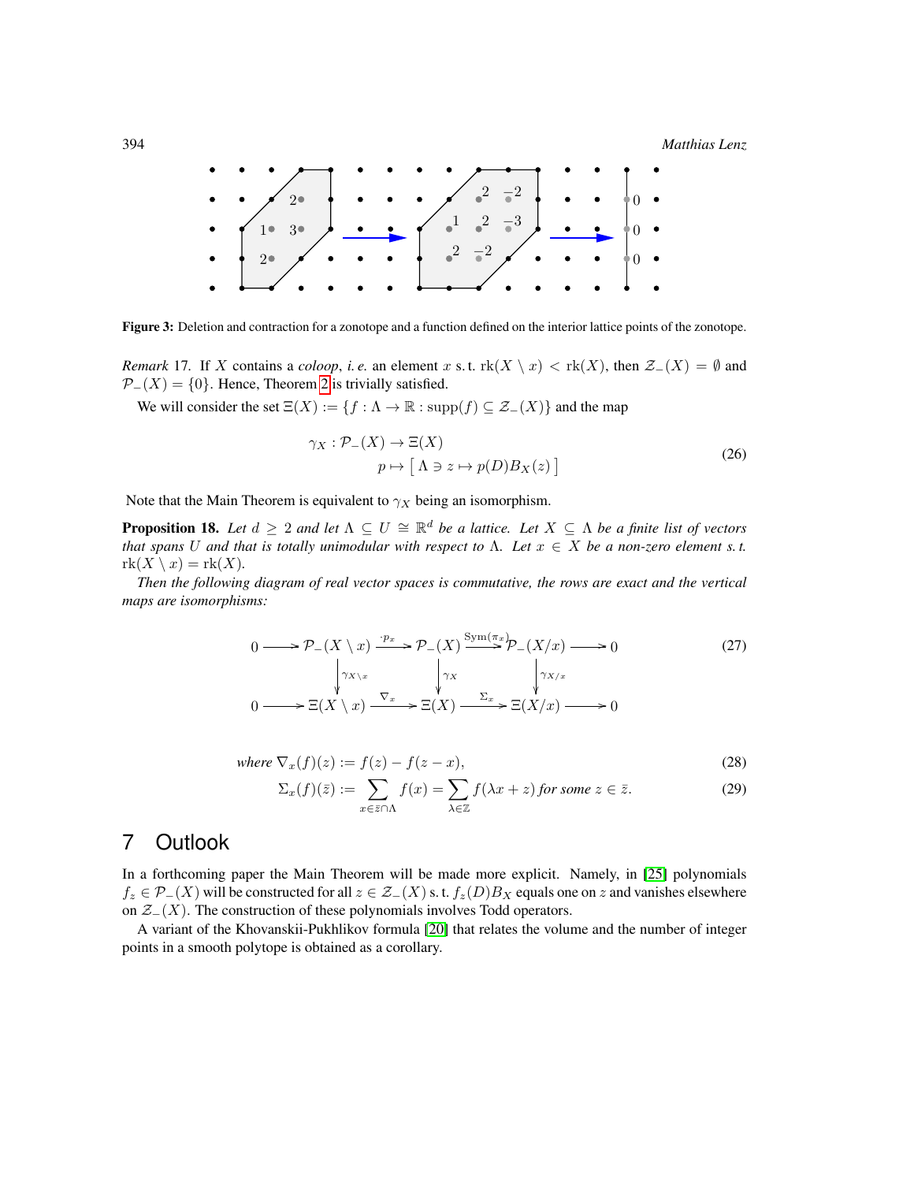Figure 3: Deletion and contraction for a zonotope and a function defined on the interior lattice points of the zonotope.

*Remark* 17. If $X$ contains a *coloop*, *i. e.* an element $x$ s. t. $\mathrm{rk}(X \setminus x) < \mathrm{rk}(X)$, then $\mathcal{Z}_-(X) = \emptyset$ and $\mathcal{P}_-(X) = \{0\}$. Hence, Theorem 2 is trivially satisfied.

We will consider the set $\Xi(X) := \{ f : \Lambda \to \mathbb{R} : \mathrm{supp}(f) \subseteq \mathcal{Z}_-(X)\}$ and the map

$$
\begin{aligned}
\gamma_X : \mathcal{P}_-(X) &\to \Xi(X) \\
p &\mapsto \left[\, \Lambda \ni z \mapsto p(D) B_X(z) \,\right]
\end{aligned} \tag{26}
$$

Note that the Main Theorem is equivalent to $\gamma_X$ being an isomorphism.

**Proposition 18.** *Let $d \geq 2$ and let $\Lambda \subseteq U \cong \mathbb{R}^d$ be a lattice. Let $X \subseteq \Lambda$ be a finite list of vectors that spans $U$ and that is totally unimodular with respect to $\Lambda$. Let $x \in X$ be a non-zero element s. t. $\mathrm{rk}(X \setminus x) = \mathrm{rk}(X)$.*

*Then the following diagram of real vector spaces is commutative, the rows are exact and the vertical maps are isomorphisms:*

$$
\begin{array}{ccccccccc}
0 & \longrightarrow & \mathcal{P}_-(X \setminus x) & \xrightarrow{\cdot p_x} & \mathcal{P}_-(X) & \xrightarrow{\mathrm{Sym}(\pi_x)} & \mathcal{P}_-(X/x) & \longrightarrow & 0 \\
 & & \downarrow{\scriptstyle \gamma_{X\setminus x}} & & \downarrow{\scriptstyle \gamma_X} & & \downarrow{\scriptstyle \gamma_{X/x}} & & \\
0 & \longrightarrow & \Xi(X \setminus x) & \xrightarrow{\nabla_x} & \Xi(X) & \xrightarrow{\Sigma_x} & \Xi(X/x) & \longrightarrow & 0
\end{array} \tag{27}
$$

*where*

$$\nabla_x(f)(z) := f(z) - f(z - x), \tag{28}$$

$$\Sigma_x(f)(\bar{z}) := \sum_{x \in \bar{z} \cap \Lambda} f(x) = \sum_{\lambda \in \mathbb{Z}} f(\lambda x + z) \text{ for some } z \in \bar{z}. \tag{29}$$

# 7 Outlook

In a forthcoming paper the Main Theorem will be made more explicit. Namely, in [25] polynomials $f_z \in \mathcal{P}_-(X)$ will be constructed for all $z \in \mathcal{Z}_-(X)$ s. t. $f_z(D)B_X$ equals one on $z$ and vanishes elsewhere on $\mathcal{Z}_-(X)$. The construction of these polynomials involves Todd operators.

A variant of the Khovanskii-Pukhlikov formula [20] that relates the volume and the number of integer points in a smooth polytope is obtained as a corollary.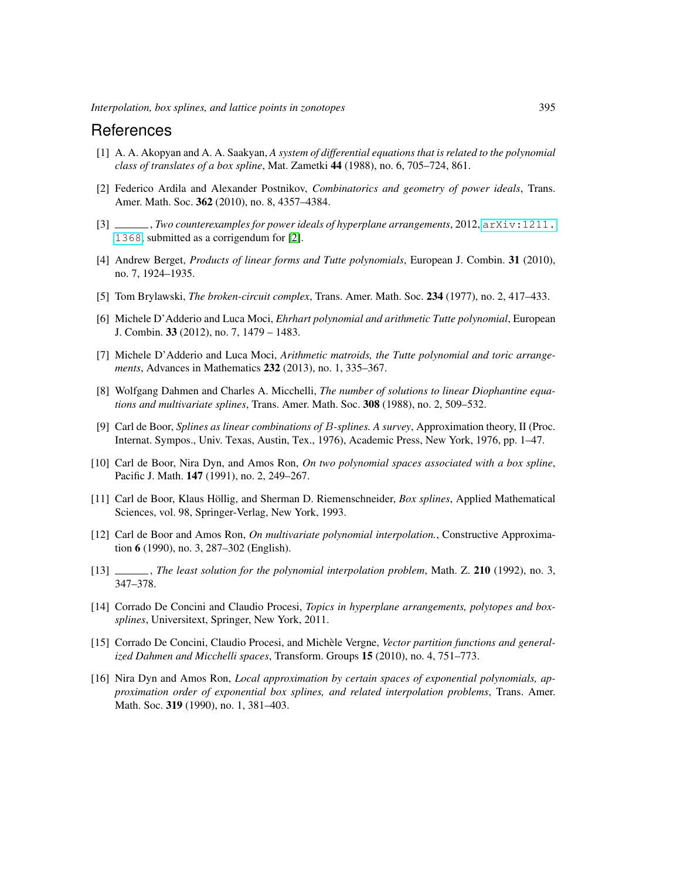## References

[1] A. A. Akopyan and A. A. Saakyan, *A system of differential equations that is related to the polynomial class of translates of a box spline*, Mat. Zametki **44** (1988), no. 6, 705–724, 861.

[2] Federico Ardila and Alexander Postnikov, *Combinatorics and geometry of power ideals*, Trans. Amer. Math. Soc. **362** (2010), no. 8, 4357–4384.

[3] ______, *Two counterexamples for power ideals of hyperplane arrangements*, 2012, arXiv:1211.1368, submitted as a corrigendum for [2].

[4] Andrew Berget, *Products of linear forms and Tutte polynomials*, European J. Combin. **31** (2010), no. 7, 1924–1935.

[5] Tom Brylawski, *The broken-circuit complex*, Trans. Amer. Math. Soc. **234** (1977), no. 2, 417–433.

[6] Michele D'Adderio and Luca Moci, *Ehrhart polynomial and arithmetic Tutte polynomial*, European J. Combin. **33** (2012), no. 7, 1479 – 1483.

[7] Michele D'Adderio and Luca Moci, *Arithmetic matroids, the Tutte polynomial and toric arrangements*, Advances in Mathematics **232** (2013), no. 1, 335–367.

[8] Wolfgang Dahmen and Charles A. Micchelli, *The number of solutions to linear Diophantine equations and multivariate splines*, Trans. Amer. Math. Soc. **308** (1988), no. 2, 509–532.

[9] Carl de Boor, *Splines as linear combinations of $B$-splines. A survey*, Approximation theory, II (Proc. Internat. Sympos., Univ. Texas, Austin, Tex., 1976), Academic Press, New York, 1976, pp. 1–47.

[10] Carl de Boor, Nira Dyn, and Amos Ron, *On two polynomial spaces associated with a box spline*, Pacific J. Math. **147** (1991), no. 2, 249–267.

[11] Carl de Boor, Klaus Höllig, and Sherman D. Riemenschneider, *Box splines*, Applied Mathematical Sciences, vol. 98, Springer-Verlag, New York, 1993.

[12] Carl de Boor and Amos Ron, *On multivariate polynomial interpolation.*, Constructive Approximation **6** (1990), no. 3, 287–302 (English).

[13] ______, *The least solution for the polynomial interpolation problem*, Math. Z. **210** (1992), no. 3, 347–378.

[14] Corrado De Concini and Claudio Procesi, *Topics in hyperplane arrangements, polytopes and box-splines*, Universitext, Springer, New York, 2011.

[15] Corrado De Concini, Claudio Procesi, and Michèle Vergne, *Vector partition functions and generalized Dahmen and Micchelli spaces*, Transform. Groups **15** (2010), no. 4, 751–773.

[16] Nira Dyn and Amos Ron, *Local approximation by certain spaces of exponential polynomials, approximation order of exponential box splines, and related interpolation problems*, Trans. Amer. Math. Soc. **319** (1990), no. 1, 381–403.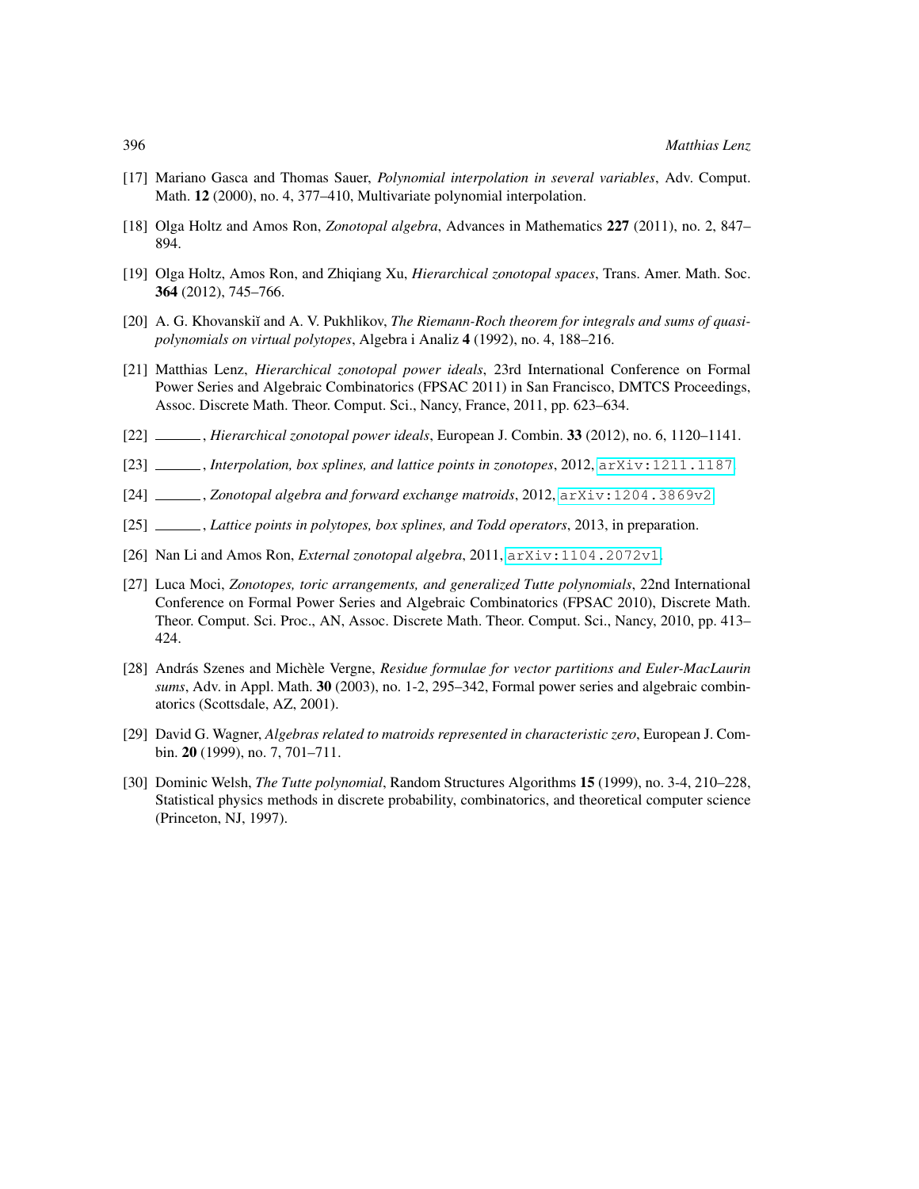[17] Mariano Gasca and Thomas Sauer, *Polynomial interpolation in several variables*, Adv. Comput. Math. **12** (2000), no. 4, 377–410, Multivariate polynomial interpolation.

[18] Olga Holtz and Amos Ron, *Zonotopal algebra*, Advances in Mathematics **227** (2011), no. 2, 847–894.

[19] Olga Holtz, Amos Ron, and Zhiqiang Xu, *Hierarchical zonotopal spaces*, Trans. Amer. Math. Soc. **364** (2012), 745–766.

[20] A. G. Khovanskiĭ and A. V. Pukhlikov, *The Riemann-Roch theorem for integrals and sums of quasi-polynomials on virtual polytopes*, Algebra i Analiz **4** (1992), no. 4, 188–216.

[21] Matthias Lenz, *Hierarchical zonotopal power ideals*, 23rd International Conference on Formal Power Series and Algebraic Combinatorics (FPSAC 2011) in San Francisco, DMTCS Proceedings, Assoc. Discrete Math. Theor. Comput. Sci., Nancy, France, 2011, pp. 623–634.

[22] ______, *Hierarchical zonotopal power ideals*, European J. Combin. **33** (2012), no. 6, 1120–1141.

[23] ______, *Interpolation, box splines, and lattice points in zonotopes*, 2012, arXiv:1211.1187.

[24] ______, *Zonotopal algebra and forward exchange matroids*, 2012, arXiv:1204.3869v2.

[25] ______, *Lattice points in polytopes, box splines, and Todd operators*, 2013, in preparation.

[26] Nan Li and Amos Ron, *External zonotopal algebra*, 2011, arXiv:1104.2072v1.

[27] Luca Moci, *Zonotopes, toric arrangements, and generalized Tutte polynomials*, 22nd International Conference on Formal Power Series and Algebraic Combinatorics (FPSAC 2010), Discrete Math. Theor. Comput. Sci. Proc., AN, Assoc. Discrete Math. Theor. Comput. Sci., Nancy, 2010, pp. 413–424.

[28] András Szenes and Michèle Vergne, *Residue formulae for vector partitions and Euler-MacLaurin sums*, Adv. in Appl. Math. **30** (2003), no. 1-2, 295–342, Formal power series and algebraic combinatorics (Scottsdale, AZ, 2001).

[29] David G. Wagner, *Algebras related to matroids represented in characteristic zero*, European J. Combin. **20** (1999), no. 7, 701–711.

[30] Dominic Welsh, *The Tutte polynomial*, Random Structures Algorithms **15** (1999), no. 3-4, 210–228, Statistical physics methods in discrete probability, combinatorics, and theoretical computer science (Princeton, NJ, 1997).